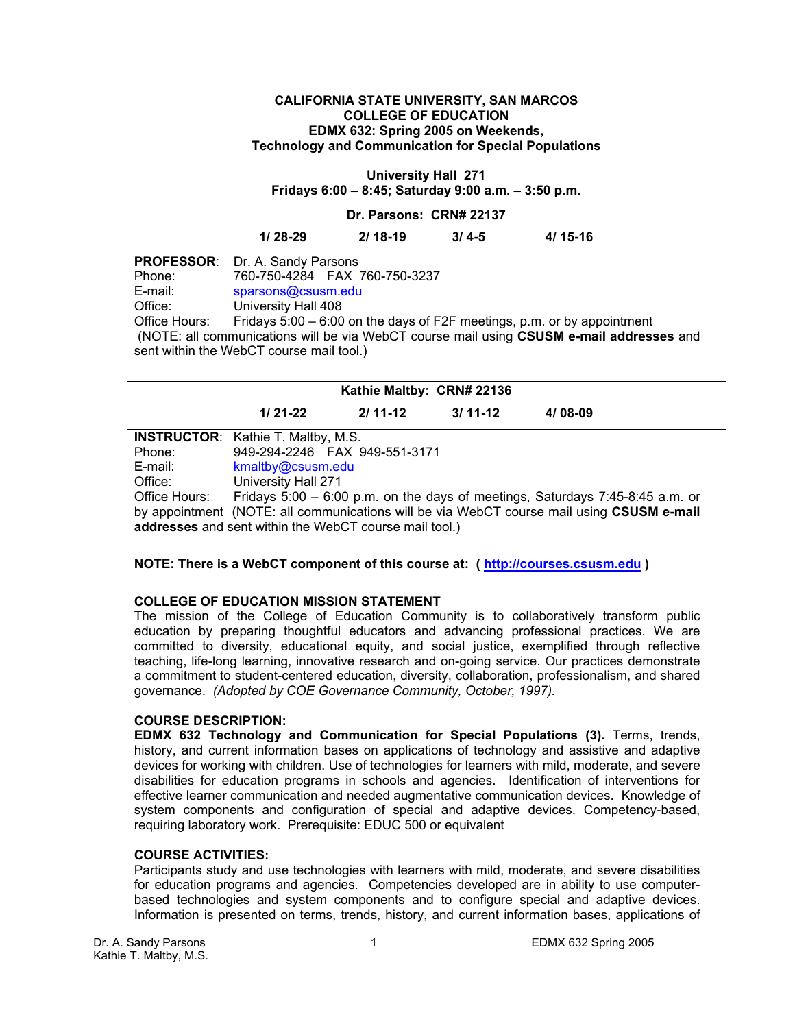**CALIFORNIA STATE UNIVERSITY, SAN MARCOS**
**COLLEGE OF EDUCATION**
**EDMX 632: Spring 2005 on Weekends,**
**Technology and Communication for Special Populations**

**University Hall 271**
**Fridays 6:00 – 8:45; Saturday 9:00 a.m. – 3:50 p.m.**

| Dr. Parsons: CRN# 22137 | | | |
|---|---|---|---|
| **1/ 28-29** | **2/ 18-19** | **3/ 4-5** | **4/ 15-16** |

**PROFESSOR**: Dr. A. Sandy Parsons
Phone: 760-750-4284 FAX 760-750-3237
E-mail: sparsons@csusm.edu
Office: University Hall 408
Office Hours: Fridays 5:00 – 6:00 on the days of F2F meetings, p.m. or by appointment
(NOTE: all communications will be via WebCT course mail using **CSUSM e-mail addresses** and sent within the WebCT course mail tool.)

| Kathie Maltby: CRN# 22136 | | | |
|---|---|---|---|
| **1/ 21-22** | **2/ 11-12** | **3/ 11-12** | **4/ 08-09** |

**INSTRUCTOR**: Kathie T. Maltby, M.S.
Phone: 949-294-2246 FAX 949-551-3171
E-mail: kmaltby@csusm.edu
Office: University Hall 271
Office Hours: Fridays 5:00 – 6:00 p.m. on the days of meetings, Saturdays 7:45-8:45 a.m. or by appointment (NOTE: all communications will be via WebCT course mail using **CSUSM e-mail addresses** and sent within the WebCT course mail tool.)

**NOTE: There is a WebCT component of this course at: ( http://courses.csusm.edu )**

**COLLEGE OF EDUCATION MISSION STATEMENT**

The mission of the College of Education Community is to collaboratively transform public education by preparing thoughtful educators and advancing professional practices. We are committed to diversity, educational equity, and social justice, exemplified through reflective teaching, life-long learning, innovative research and on-going service. Our practices demonstrate a commitment to student-centered education, diversity, collaboration, professionalism, and shared governance. *(Adopted by COE Governance Community, October, 1997).*

**COURSE DESCRIPTION:**

**EDMX 632 Technology and Communication for Special Populations (3).** Terms, trends, history, and current information bases on applications of technology and assistive and adaptive devices for working with children. Use of technologies for learners with mild, moderate, and severe disabilities for education programs in schools and agencies. Identification of interventions for effective learner communication and needed augmentative communication devices. Knowledge of system components and configuration of special and adaptive devices. Competency-based, requiring laboratory work. Prerequisite: EDUC 500 or equivalent

**COURSE ACTIVITIES:**

Participants study and use technologies with learners with mild, moderate, and severe disabilities for education programs and agencies. Competencies developed are in ability to use computer-based technologies and system components and to configure special and adaptive devices. Information is presented on terms, trends, history, and current information bases, applications of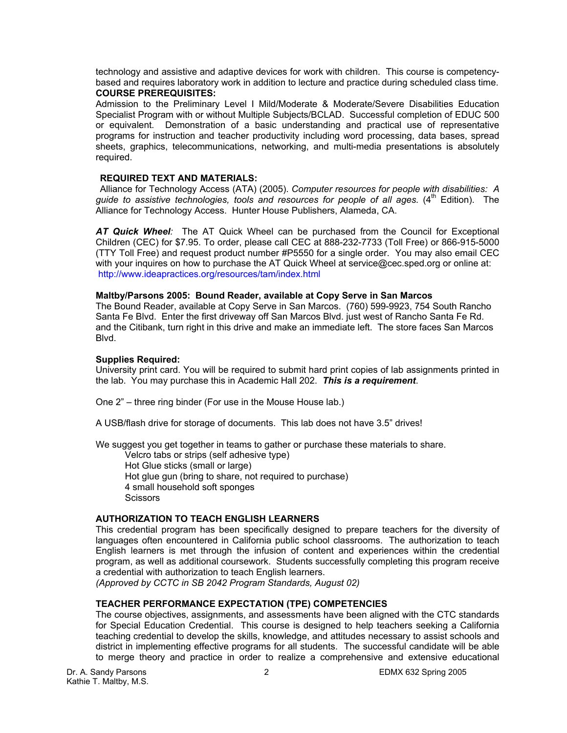technology and assistive and adaptive devices for work with children. This course is competency-based and requires laboratory work in addition to lecture and practice during scheduled class time.

**COURSE PREREQUISITES:**

Admission to the Preliminary Level I Mild/Moderate & Moderate/Severe Disabilities Education Specialist Program with or without Multiple Subjects/BCLAD. Successful completion of EDUC 500 or equivalent. Demonstration of a basic understanding and practical use of representative programs for instruction and teacher productivity including word processing, data bases, spread sheets, graphics, telecommunications, networking, and multi-media presentations is absolutely required.

**REQUIRED TEXT AND MATERIALS:**

Alliance for Technology Access (ATA) (2005). *Computer resources for people with disabilities: A guide to assistive technologies, tools and resources for people of all ages.* (4th Edition). The Alliance for Technology Access. Hunter House Publishers, Alameda, CA.

***AT Quick Wheel****:* The AT Quick Wheel can be purchased from the Council for Exceptional Children (CEC) for $7.95. To order, please call CEC at 888-232-7733 (Toll Free) or 866-915-5000 (TTY Toll Free) and request product number #P5550 for a single order. You may also email CEC with your inquires on how to purchase the AT Quick Wheel at service@cec.sped.org or online at: http://www.ideapractices.org/resources/tam/index.html

**Maltby/Parsons 2005: Bound Reader, available at Copy Serve in San Marcos**

The Bound Reader, available at Copy Serve in San Marcos. (760) 599-9923, 754 South Rancho Santa Fe Blvd. Enter the first driveway off San Marcos Blvd. just west of Rancho Santa Fe Rd. and the Citibank, turn right in this drive and make an immediate left. The store faces San Marcos Blvd.

**Supplies Required:**

University print card. You will be required to submit hard print copies of lab assignments printed in the lab. You may purchase this in Academic Hall 202. ***This is a requirement***.

One 2" – three ring binder (For use in the Mouse House lab.)

A USB/flash drive for storage of documents. This lab does not have 3.5" drives!

We suggest you get together in teams to gather or purchase these materials to share.

- Velcro tabs or strips (self adhesive type)
- Hot Glue sticks (small or large)
- Hot glue gun (bring to share, not required to purchase)
- 4 small household soft sponges
- Scissors

**AUTHORIZATION TO TEACH ENGLISH LEARNERS**

This credential program has been specifically designed to prepare teachers for the diversity of languages often encountered in California public school classrooms. The authorization to teach English learners is met through the infusion of content and experiences within the credential program, as well as additional coursework. Students successfully completing this program receive a credential with authorization to teach English learners.

*(Approved by CCTC in SB 2042 Program Standards, August 02)*

**TEACHER PERFORMANCE EXPECTATION (TPE) COMPETENCIES**

The course objectives, assignments, and assessments have been aligned with the CTC standards for Special Education Credential. This course is designed to help teachers seeking a California teaching credential to develop the skills, knowledge, and attitudes necessary to assist schools and district in implementing effective programs for all students. The successful candidate will be able to merge theory and practice in order to realize a comprehensive and extensive educational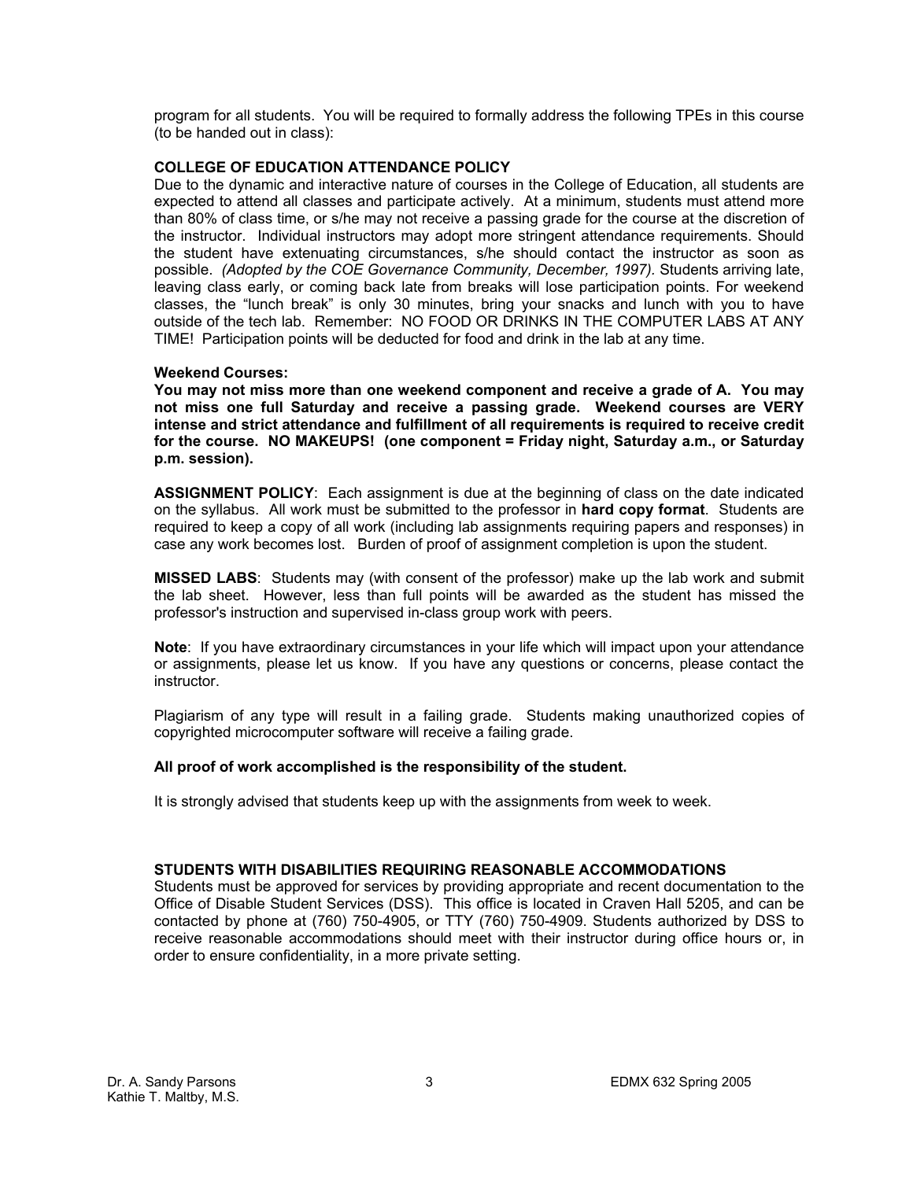program for all students. You will be required to formally address the following TPEs in this course (to be handed out in class):

### COLLEGE OF EDUCATION ATTENDANCE POLICY

Due to the dynamic and interactive nature of courses in the College of Education, all students are expected to attend all classes and participate actively. At a minimum, students must attend more than 80% of class time, or s/he may not receive a passing grade for the course at the discretion of the instructor. Individual instructors may adopt more stringent attendance requirements. Should the student have extenuating circumstances, s/he should contact the instructor as soon as possible. *(Adopted by the COE Governance Community, December, 1997).* Students arriving late, leaving class early, or coming back late from breaks will lose participation points. For weekend classes, the "lunch break" is only 30 minutes, bring your snacks and lunch with you to have outside of the tech lab. Remember: NO FOOD OR DRINKS IN THE COMPUTER LABS AT ANY TIME! Participation points will be deducted for food and drink in the lab at any time.

**Weekend Courses:**

**You may not miss more than one weekend component and receive a grade of A. You may not miss one full Saturday and receive a passing grade. Weekend courses are VERY intense and strict attendance and fulfillment of all requirements is required to receive credit for the course. NO MAKEUPS! (one component = Friday night, Saturday a.m., or Saturday p.m. session).**

**ASSIGNMENT POLICY**: Each assignment is due at the beginning of class on the date indicated on the syllabus. All work must be submitted to the professor in **hard copy format**. Students are required to keep a copy of all work (including lab assignments requiring papers and responses) in case any work becomes lost. Burden of proof of assignment completion is upon the student.

**MISSED LABS**: Students may (with consent of the professor) make up the lab work and submit the lab sheet. However, less than full points will be awarded as the student has missed the professor's instruction and supervised in-class group work with peers.

**Note**: If you have extraordinary circumstances in your life which will impact upon your attendance or assignments, please let us know. If you have any questions or concerns, please contact the instructor.

Plagiarism of any type will result in a failing grade. Students making unauthorized copies of copyrighted microcomputer software will receive a failing grade.

**All proof of work accomplished is the responsibility of the student.**

It is strongly advised that students keep up with the assignments from week to week.

### STUDENTS WITH DISABILITIES REQUIRING REASONABLE ACCOMMODATIONS

Students must be approved for services by providing appropriate and recent documentation to the Office of Disable Student Services (DSS). This office is located in Craven Hall 5205, and can be contacted by phone at (760) 750-4905, or TTY (760) 750-4909. Students authorized by DSS to receive reasonable accommodations should meet with their instructor during office hours or, in order to ensure confidentiality, in a more private setting.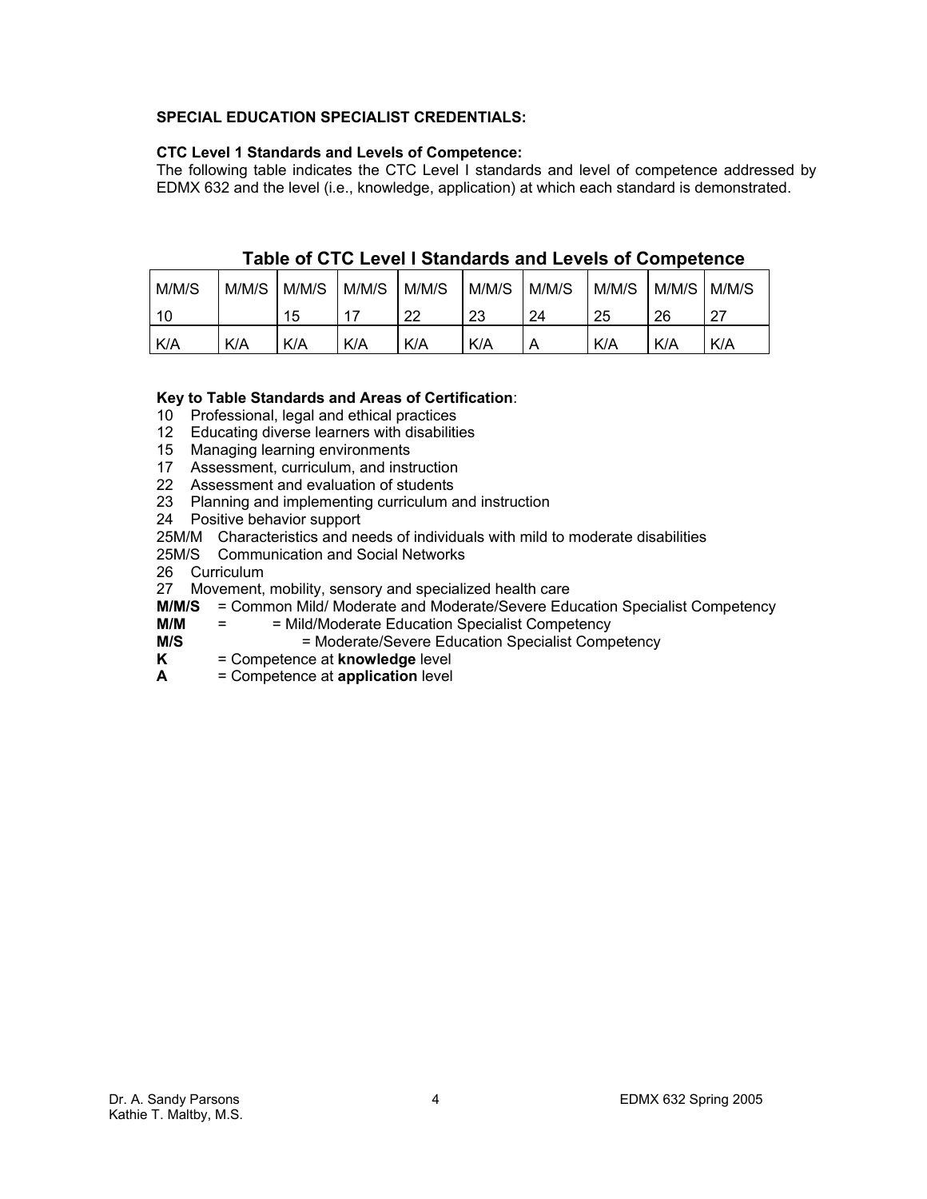**SPECIAL EDUCATION SPECIALIST CREDENTIALS:**

**CTC Level 1 Standards and Levels of Competence:**

The following table indicates the CTC Level I standards and level of competence addressed by EDMX 632 and the level (i.e., knowledge, application) at which each standard is demonstrated.

## Table of CTC Level I Standards and Levels of Competence

| M/M/S 10 | M/M/S | M/M/S 15 | M/M/S 17 | M/M/S 22 | M/M/S 23 | M/M/S 24 | M/M/S 25 | M/M/S 26 | M/M/S 27 |
|---|---|---|---|---|---|---|---|---|---|
| K/A | K/A | K/A | K/A | K/A | K/A | A | K/A | K/A | K/A |

**Key to Table Standards and Areas of Certification**:

10 Professional, legal and ethical practices
12 Educating diverse learners with disabilities
15 Managing learning environments
17 Assessment, curriculum, and instruction
22 Assessment and evaluation of students
23 Planning and implementing curriculum and instruction
24 Positive behavior support
25M/M Characteristics and needs of individuals with mild to moderate disabilities
25M/S Communication and Social Networks
26 Curriculum
27 Movement, mobility, sensory and specialized health care

**M/M/S** = Common Mild/ Moderate and Moderate/Severe Education Specialist Competency
**M/M** = = Mild/Moderate Education Specialist Competency
**M/S** = Moderate/Severe Education Specialist Competency
**K** = Competence at **knowledge** level
**A** = Competence at **application** level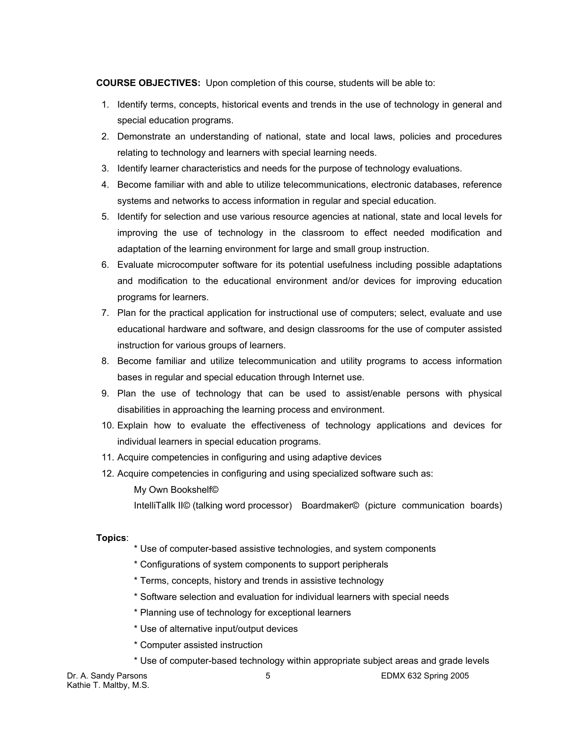**COURSE OBJECTIVES:** Upon completion of this course, students will be able to:

1. Identify terms, concepts, historical events and trends in the use of technology in general and special education programs.
2. Demonstrate an understanding of national, state and local laws, policies and procedures relating to technology and learners with special learning needs.
3. Identify learner characteristics and needs for the purpose of technology evaluations.
4. Become familiar with and able to utilize telecommunications, electronic databases, reference systems and networks to access information in regular and special education.
5. Identify for selection and use various resource agencies at national, state and local levels for improving the use of technology in the classroom to effect needed modification and adaptation of the learning environment for large and small group instruction.
6. Evaluate microcomputer software for its potential usefulness including possible adaptations and modification to the educational environment and/or devices for improving education programs for learners.
7. Plan for the practical application for instructional use of computers; select, evaluate and use educational hardware and software, and design classrooms for the use of computer assisted instruction for various groups of learners.
8. Become familiar and utilize telecommunication and utility programs to access information bases in regular and special education through Internet use.
9. Plan the use of technology that can be used to assist/enable persons with physical disabilities in approaching the learning process and environment.
10. Explain how to evaluate the effectiveness of technology applications and devices for individual learners in special education programs.
11. Acquire competencies in configuring and using adaptive devices
12. Acquire competencies in configuring and using specialized software such as:

    My Own Bookshelf©

    IntelliTallk II© (talking word processor) Boardmaker© (picture communication boards)

**Topics**:

* Use of computer-based assistive technologies, and system components
* Configurations of system components to support peripherals
* Terms, concepts, history and trends in assistive technology
* Software selection and evaluation for individual learners with special needs
* Planning use of technology for exceptional learners
* Use of alternative input/output devices
* Computer assisted instruction
* Use of computer-based technology within appropriate subject areas and grade levels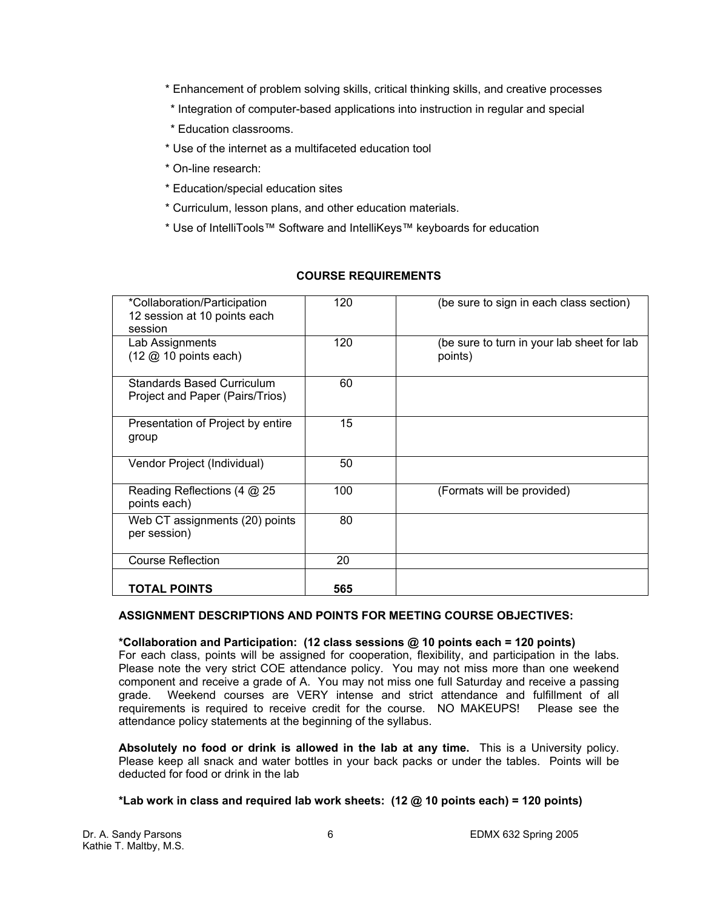* Enhancement of problem solving skills, critical thinking skills, and creative processes
* Integration of computer-based applications into instruction in regular and special
* Education classrooms.
* Use of the internet as a multifaceted education tool
* On-line research:
* Education/special education sites
* Curriculum, lesson plans, and other education materials.
* Use of IntelliTools™ Software and IntelliKeys™ keyboards for education

**COURSE REQUIREMENTS**

| | | |
|---|---|---|
| *Collaboration/Participation 12 session at 10 points each session | 120 | (be sure to sign in each class section) |
| Lab Assignments (12 @ 10 points each) | 120 | (be sure to turn in your lab sheet for lab points) |
| Standards Based Curriculum Project and Paper (Pairs/Trios) | 60 | |
| Presentation of Project by entire group | 15 | |
| Vendor Project (Individual) | 50 | |
| Reading Reflections (4 @ 25 points each) | 100 | (Formats will be provided) |
| Web CT assignments (20) points per session) | 80 | |
| Course Reflection | 20 | |
| **TOTAL POINTS** | **565** | |

**ASSIGNMENT DESCRIPTIONS AND POINTS FOR MEETING COURSE OBJECTIVES:**

**\*Collaboration and Participation: (12 class sessions @ 10 points each = 120 points)**
For each class, points will be assigned for cooperation, flexibility, and participation in the labs. Please note the very strict COE attendance policy. You may not miss more than one weekend component and receive a grade of A. You may not miss one full Saturday and receive a passing grade. Weekend courses are VERY intense and strict attendance and fulfillment of all requirements is required to receive credit for the course. NO MAKEUPS! Please see the attendance policy statements at the beginning of the syllabus.

**Absolutely no food or drink is allowed in the lab at any time.** This is a University policy. Please keep all snack and water bottles in your back packs or under the tables. Points will be deducted for food or drink in the lab

**\*Lab work in class and required lab work sheets: (12 @ 10 points each) = 120 points)**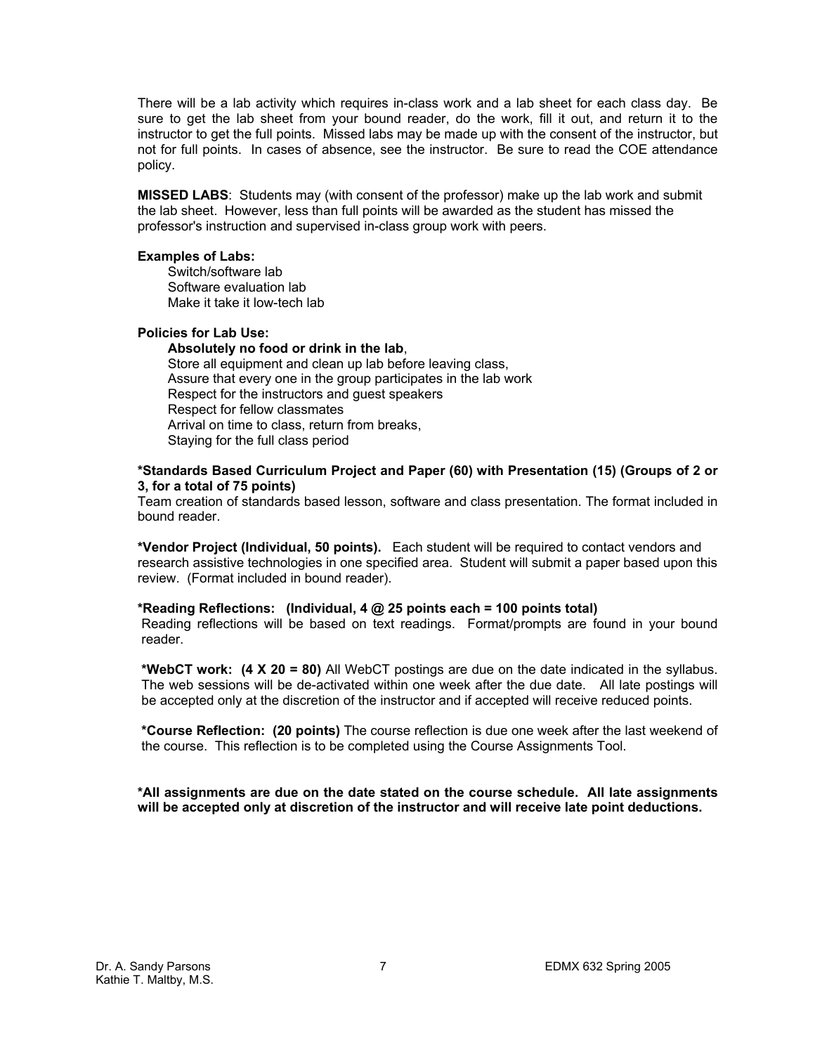There will be a lab activity which requires in-class work and a lab sheet for each class day. Be sure to get the lab sheet from your bound reader, do the work, fill it out, and return it to the instructor to get the full points. Missed labs may be made up with the consent of the instructor, but not for full points. In cases of absence, see the instructor. Be sure to read the COE attendance policy.

**MISSED LABS**: Students may (with consent of the professor) make up the lab work and submit the lab sheet. However, less than full points will be awarded as the student has missed the professor's instruction and supervised in-class group work with peers.

**Examples of Labs:**

Switch/software lab
Software evaluation lab
Make it take it low-tech lab

**Policies for Lab Use:**

**Absolutely no food or drink in the lab**,
Store all equipment and clean up lab before leaving class,
Assure that every one in the group participates in the lab work
Respect for the instructors and guest speakers
Respect for fellow classmates
Arrival on time to class, return from breaks,
Staying for the full class period

**\*Standards Based Curriculum Project and Paper (60) with Presentation (15) (Groups of 2 or 3, for a total of 75 points)**
Team creation of standards based lesson, software and class presentation. The format included in bound reader.

**\*Vendor Project (Individual, 50 points).** Each student will be required to contact vendors and research assistive technologies in one specified area. Student will submit a paper based upon this review. (Format included in bound reader).

**\*Reading Reflections: (Individual, 4 @ 25 points each = 100 points total)**
Reading reflections will be based on text readings. Format/prompts are found in your bound reader.

**\*WebCT work: (4 X 20 = 80)** All WebCT postings are due on the date indicated in the syllabus. The web sessions will be de-activated within one week after the due date. All late postings will be accepted only at the discretion of the instructor and if accepted will receive reduced points.

**\*Course Reflection: (20 points)** The course reflection is due one week after the last weekend of the course. This reflection is to be completed using the Course Assignments Tool.

**\*All assignments are due on the date stated on the course schedule. All late assignments will be accepted only at discretion of the instructor and will receive late point deductions.**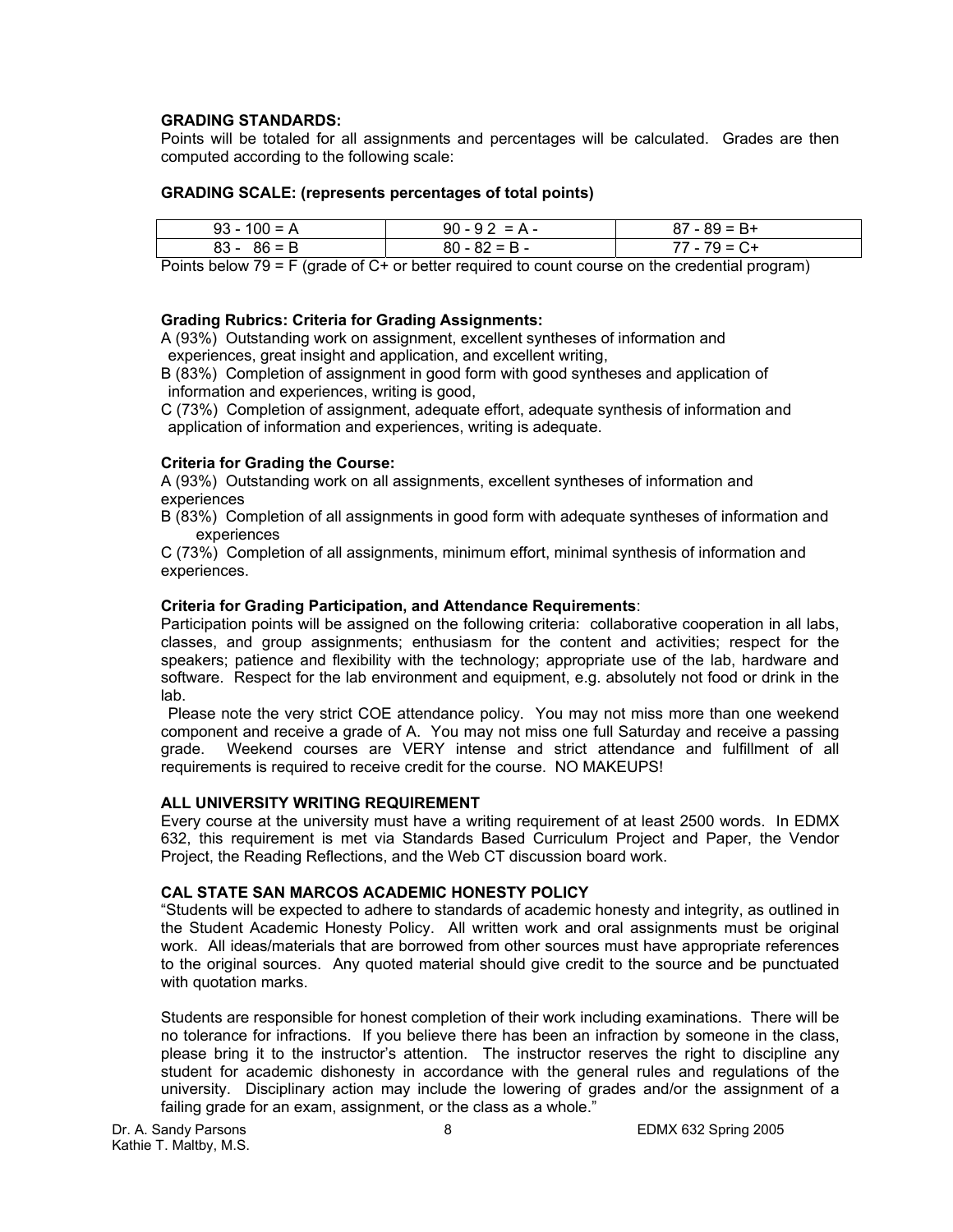**GRADING STANDARDS:**
Points will be totaled for all assignments and percentages will be calculated. Grades are then computed according to the following scale:

**GRADING SCALE: (represents percentages of total points)**

| 93 - 100 = A | 90 - 9 2 = A - | 87 - 89 = B+ |
|---|---|---|
| 83 - 86 = B | 80 - 82 = B - | 77 - 79 = C+ |

Points below 79 = F (grade of C+ or better required to count course on the credential program)

**Grading Rubrics: Criteria for Grading Assignments:**
A (93%) Outstanding work on assignment, excellent syntheses of information and experiences, great insight and application, and excellent writing,
B (83%) Completion of assignment in good form with good syntheses and application of information and experiences, writing is good,
C (73%) Completion of assignment, adequate effort, adequate synthesis of information and application of information and experiences, writing is adequate.

**Criteria for Grading the Course:**
A (93%) Outstanding work on all assignments, excellent syntheses of information and experiences
B (83%) Completion of all assignments in good form with adequate syntheses of information and experiences
C (73%) Completion of all assignments, minimum effort, minimal synthesis of information and experiences.

**Criteria for Grading Participation, and Attendance Requirements**:
Participation points will be assigned on the following criteria: collaborative cooperation in all labs, classes, and group assignments; enthusiasm for the content and activities; respect for the speakers; patience and flexibility with the technology; appropriate use of the lab, hardware and software. Respect for the lab environment and equipment, e.g. absolutely not food or drink in the lab.

Please note the very strict COE attendance policy. You may not miss more than one weekend component and receive a grade of A. You may not miss one full Saturday and receive a passing grade. Weekend courses are VERY intense and strict attendance and fulfillment of all requirements is required to receive credit for the course. NO MAKEUPS!

**ALL UNIVERSITY WRITING REQUIREMENT**
Every course at the university must have a writing requirement of at least 2500 words. In EDMX 632, this requirement is met via Standards Based Curriculum Project and Paper, the Vendor Project, the Reading Reflections, and the Web CT discussion board work.

**CAL STATE SAN MARCOS ACADEMIC HONESTY POLICY**
"Students will be expected to adhere to standards of academic honesty and integrity, as outlined in the Student Academic Honesty Policy. All written work and oral assignments must be original work. All ideas/materials that are borrowed from other sources must have appropriate references to the original sources. Any quoted material should give credit to the source and be punctuated with quotation marks.

Students are responsible for honest completion of their work including examinations. There will be no tolerance for infractions. If you believe there has been an infraction by someone in the class, please bring it to the instructor's attention. The instructor reserves the right to discipline any student for academic dishonesty in accordance with the general rules and regulations of the university. Disciplinary action may include the lowering of grades and/or the assignment of a failing grade for an exam, assignment, or the class as a whole."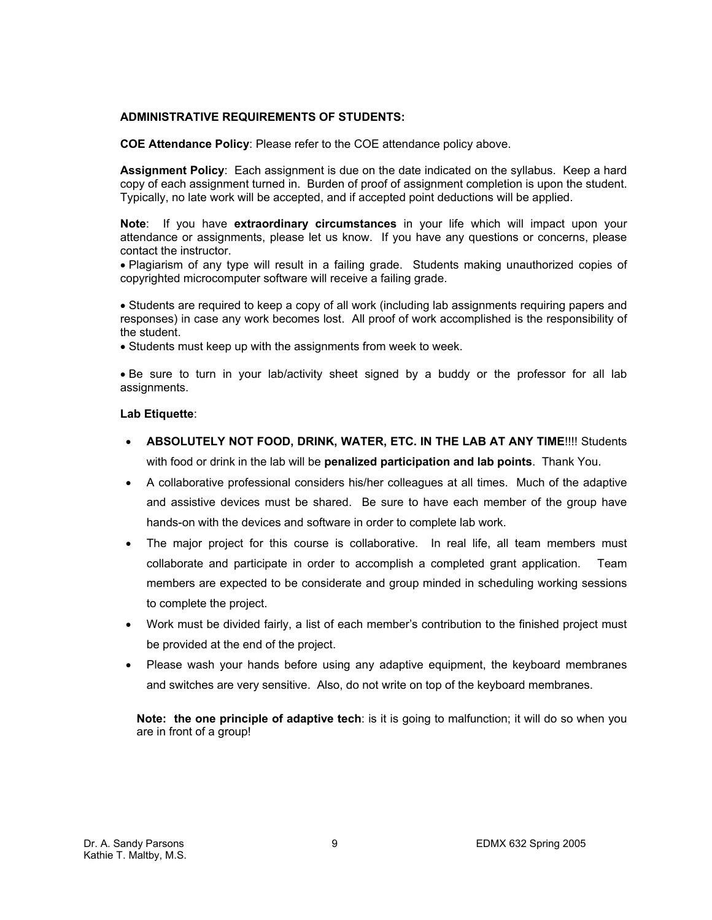**ADMINISTRATIVE REQUIREMENTS OF STUDENTS:**

**COE Attendance Policy**: Please refer to the COE attendance policy above.

**Assignment Policy**: Each assignment is due on the date indicated on the syllabus. Keep a hard copy of each assignment turned in. Burden of proof of assignment completion is upon the student. Typically, no late work will be accepted, and if accepted point deductions will be applied.

**Note**: If you have **extraordinary circumstances** in your life which will impact upon your attendance or assignments, please let us know. If you have any questions or concerns, please contact the instructor.

- Plagiarism of any type will result in a failing grade. Students making unauthorized copies of copyrighted microcomputer software will receive a failing grade.

- Students are required to keep a copy of all work (including lab assignments requiring papers and responses) in case any work becomes lost. All proof of work accomplished is the responsibility of the student.
- Students must keep up with the assignments from week to week.

- Be sure to turn in your lab/activity sheet signed by a buddy or the professor for all lab assignments.

**Lab Etiquette**:

- **ABSOLUTELY NOT FOOD, DRINK, WATER, ETC. IN THE LAB AT ANY TIME**!!!! Students with food or drink in the lab will be **penalized participation and lab points**. Thank You.
- A collaborative professional considers his/her colleagues at all times. Much of the adaptive and assistive devices must be shared. Be sure to have each member of the group have hands-on with the devices and software in order to complete lab work.
- The major project for this course is collaborative. In real life, all team members must collaborate and participate in order to accomplish a completed grant application. Team members are expected to be considerate and group minded in scheduling working sessions to complete the project.
- Work must be divided fairly, a list of each member's contribution to the finished project must be provided at the end of the project.
- Please wash your hands before using any adaptive equipment, the keyboard membranes and switches are very sensitive. Also, do not write on top of the keyboard membranes.

**Note: the one principle of adaptive tech**: is it is going to malfunction; it will do so when you are in front of a group!